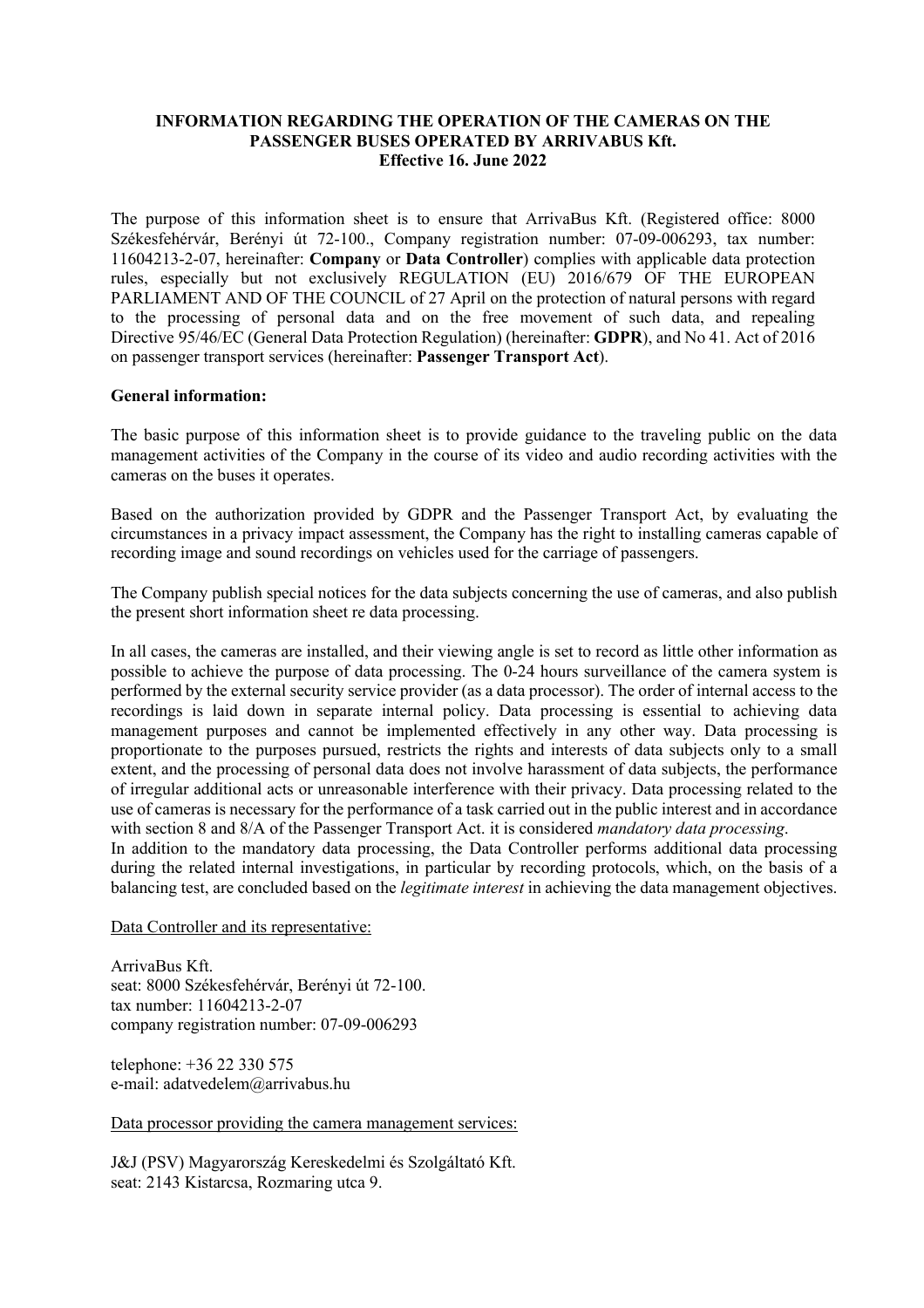**INFORMATION REGARDING THE OPERATION OF THE CAMERAS ON THE PASSENGER BUSES OPERATED BY ARRIVABUS Kft.**
**Effective 16. June 2022**

The purpose of this information sheet is to ensure that ArrivaBus Kft. (Registered office: 8000 Székesfehérvár, Berényi út 72-100., Company registration number: 07-09-006293, tax number: 11604213-2-07, hereinafter: **Company** or **Data Controller**) complies with applicable data protection rules, especially but not exclusively REGULATION (EU) 2016/679 OF THE EUROPEAN PARLIAMENT AND OF THE COUNCIL of 27 April on the protection of natural persons with regard to the processing of personal data and on the free movement of such data, and repealing Directive 95/46/EC (General Data Protection Regulation) (hereinafter: **GDPR**), and No 41. Act of 2016 on passenger transport services (hereinafter: **Passenger Transport Act**).

**General information:**

The basic purpose of this information sheet is to provide guidance to the traveling public on the data management activities of the Company in the course of its video and audio recording activities with the cameras on the buses it operates.

Based on the authorization provided by GDPR and the Passenger Transport Act, by evaluating the circumstances in a privacy impact assessment, the Company has the right to installing cameras capable of recording image and sound recordings on vehicles used for the carriage of passengers.

The Company publish special notices for the data subjects concerning the use of cameras, and also publish the present short information sheet re data processing.

In all cases, the cameras are installed, and their viewing angle is set to record as little other information as possible to achieve the purpose of data processing. The 0-24 hours surveillance of the camera system is performed by the external security service provider (as a data processor). The order of internal access to the recordings is laid down in separate internal policy. Data processing is essential to achieving data management purposes and cannot be implemented effectively in any other way. Data processing is proportionate to the purposes pursued, restricts the rights and interests of data subjects only to a small extent, and the processing of personal data does not involve harassment of data subjects, the performance of irregular additional acts or unreasonable interference with their privacy. Data processing related to the use of cameras is necessary for the performance of a task carried out in the public interest and in accordance with section 8 and 8/A of the Passenger Transport Act. it is considered *mandatory data processing*.
In addition to the mandatory data processing, the Data Controller performs additional data processing during the related internal investigations, in particular by recording protocols, which, on the basis of a balancing test, are concluded based on the *legitimate interest* in achieving the data management objectives.

<u>Data Controller and its representative:</u>

ArrivaBus Kft.
seat: 8000 Székesfehérvár, Berényi út 72-100.
tax number: 11604213-2-07
company registration number: 07-09-006293

telephone: +36 22 330 575
e-mail: adatvedelem@arrivabus.hu

<u>Data processor providing the camera management services:</u>

J&J (PSV) Magyarország Kereskedelmi és Szolgáltató Kft.
seat: 2143 Kistarcsa, Rozmaring utca 9.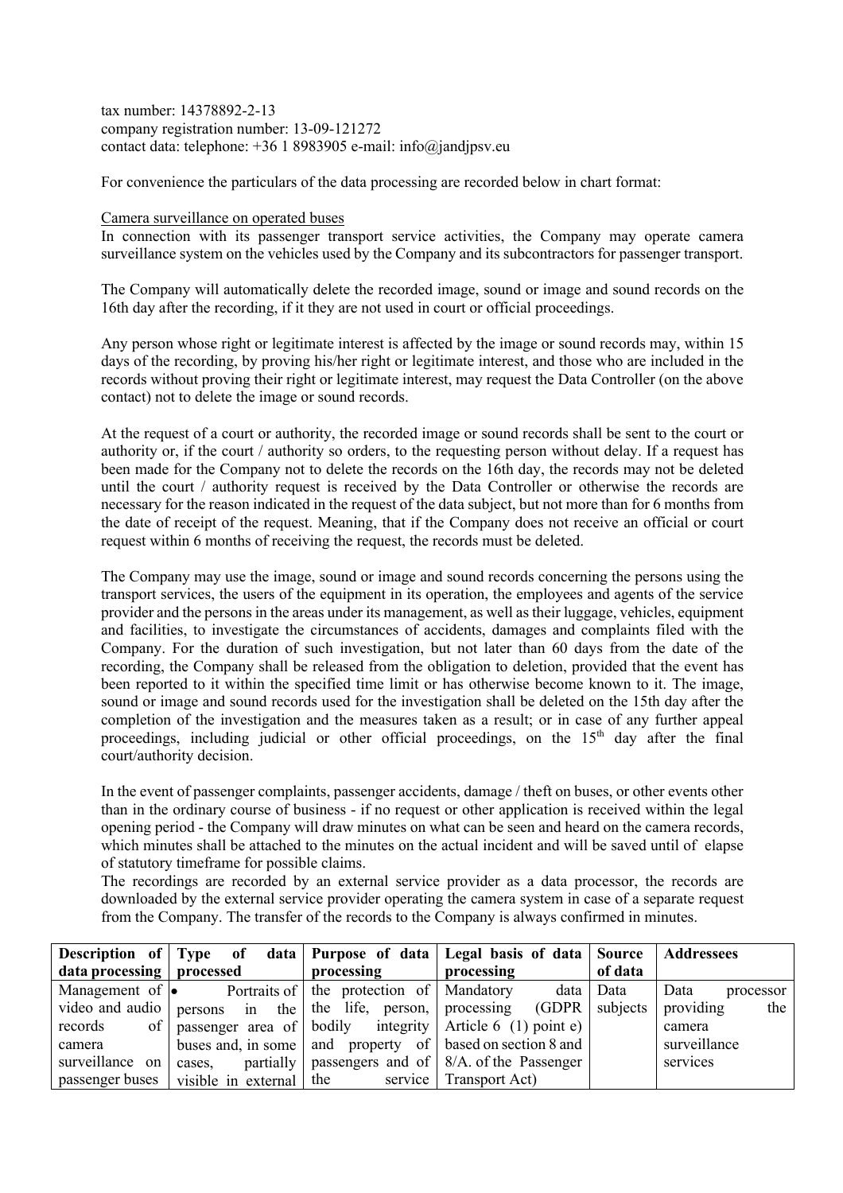tax number: 14378892-2-13
company registration number: 13-09-121272
contact data: telephone: +36 1 8983905 e-mail: info@jandjpsv.eu

For convenience the particulars of the data processing are recorded below in chart format:

Camera surveillance on operated buses

In connection with its passenger transport service activities, the Company may operate camera surveillance system on the vehicles used by the Company and its subcontractors for passenger transport.

The Company will automatically delete the recorded image, sound or image and sound records on the 16th day after the recording, if it they are not used in court or official proceedings.

Any person whose right or legitimate interest is affected by the image or sound records may, within 15 days of the recording, by proving his/her right or legitimate interest, and those who are included in the records without proving their right or legitimate interest, may request the Data Controller (on the above contact) not to delete the image or sound records.

At the request of a court or authority, the recorded image or sound records shall be sent to the court or authority or, if the court / authority so orders, to the requesting person without delay. If a request has been made for the Company not to delete the records on the 16th day, the records may not be deleted until the court / authority request is received by the Data Controller or otherwise the records are necessary for the reason indicated in the request of the data subject, but not more than for 6 months from the date of receipt of the request. Meaning, that if the Company does not receive an official or court request within 6 months of receiving the request, the records must be deleted.

The Company may use the image, sound or image and sound records concerning the persons using the transport services, the users of the equipment in its operation, the employees and agents of the service provider and the persons in the areas under its management, as well as their luggage, vehicles, equipment and facilities, to investigate the circumstances of accidents, damages and complaints filed with the Company. For the duration of such investigation, but not later than 60 days from the date of the recording, the Company shall be released from the obligation to deletion, provided that the event has been reported to it within the specified time limit or has otherwise become known to it. The image, sound or image and sound records used for the investigation shall be deleted on the 15th day after the completion of the investigation and the measures taken as a result; or in case of any further appeal proceedings, including judicial or other official proceedings, on the 15th day after the final court/authority decision.

In the event of passenger complaints, passenger accidents, damage / theft on buses, or other events other than in the ordinary course of business - if no request or other application is received within the legal opening period - the Company will draw minutes on what can be seen and heard on the camera records, which minutes shall be attached to the minutes on the actual incident and will be saved until of elapse of statutory timeframe for possible claims.

The recordings are recorded by an external service provider as a data processor, the records are downloaded by the external service provider operating the camera system in case of a separate request from the Company. The transfer of the records to the Company is always confirmed in minutes.

| Description of data processing | Type of data processed | Purpose of data processing | Legal basis of data processing | Source of data | Addressees |
|---|---|---|---|---|---|
| Management of video and audio records of camera surveillance on passenger buses | • Portraits of persons in the passenger area of buses and, in some cases, partially visible in external | the protection of the life, person, bodily integrity and property of passengers and of the service | Mandatory data processing (GDPR Article 6 (1) point e) based on section 8 and 8/A. of the Passenger Transport Act) | Data subjects | Data processor providing the camera surveillance services |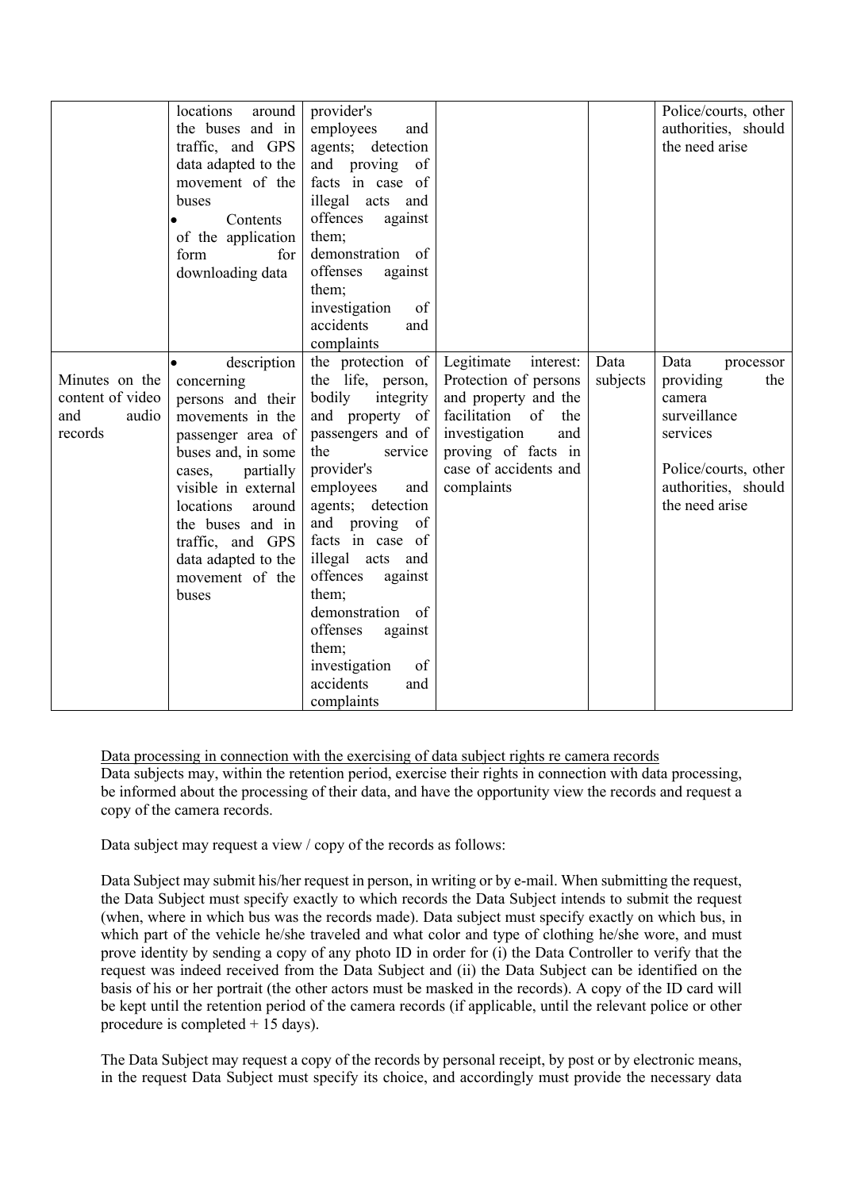| | | | | | |
|---|---|---|---|---|---|
| | locations around the buses and in traffic, and GPS data adapted to the movement of the buses<br>• Contents of the application form for downloading data | provider's employees and agents; detection and proving of facts in case of illegal acts and offences against them; demonstration of offenses against them; investigation of accidents and complaints | | | Police/courts, other authorities, should the need arise |
| Minutes on the content of video and audio records | • description concerning persons and their movements in the passenger area of buses and, in some cases, partially visible in external locations around the buses and in traffic, and GPS data adapted to the movement of the buses | the protection of the life, person, bodily integrity and property of passengers and of the service provider's employees and agents; detection and proving of facts in case of illegal acts and offences against them; demonstration of offenses against them; investigation of accidents and complaints | Legitimate interest: Protection of persons and property and the facilitation of the investigation and proving of facts in case of accidents and complaints | Data subjects | Data processor providing the camera surveillance services<br><br>Police/courts, other authorities, should the need arise |

<u>Data processing in connection with the exercising of data subject rights re camera records</u>
Data subjects may, within the retention period, exercise their rights in connection with data processing, be informed about the processing of their data, and have the opportunity view the records and request a copy of the camera records.

Data subject may request a view / copy of the records as follows:

Data Subject may submit his/her request in person, in writing or by e-mail. When submitting the request, the Data Subject must specify exactly to which records the Data Subject intends to submit the request (when, where in which bus was the records made). Data subject must specify exactly on which bus, in which part of the vehicle he/she traveled and what color and type of clothing he/she wore, and must prove identity by sending a copy of any photo ID in order for (i) the Data Controller to verify that the request was indeed received from the Data Subject and (ii) the Data Subject can be identified on the basis of his or her portrait (the other actors must be masked in the records). A copy of the ID card will be kept until the retention period of the camera records (if applicable, until the relevant police or other procedure is completed + 15 days).

The Data Subject may request a copy of the records by personal receipt, by post or by electronic means, in the request Data Subject must specify its choice, and accordingly must provide the necessary data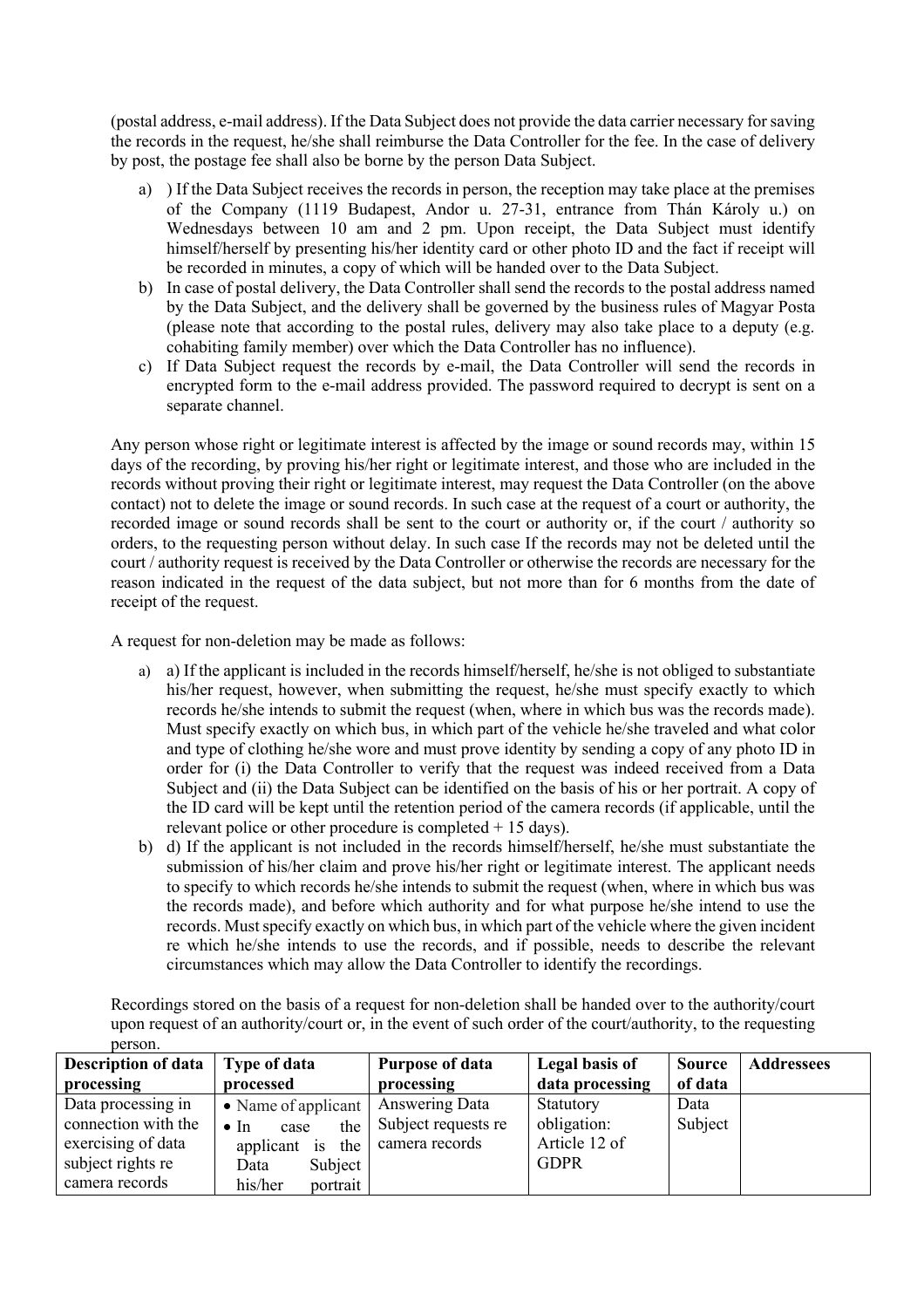(postal address, e-mail address). If the Data Subject does not provide the data carrier necessary for saving the records in the request, he/she shall reimburse the Data Controller for the fee. In the case of delivery by post, the postage fee shall also be borne by the person Data Subject.

a) ) If the Data Subject receives the records in person, the reception may take place at the premises of the Company (1119 Budapest, Andor u. 27-31, entrance from Thán Károly u.) on Wednesdays between 10 am and 2 pm. Upon receipt, the Data Subject must identify himself/herself by presenting his/her identity card or other photo ID and the fact if receipt will be recorded in minutes, a copy of which will be handed over to the Data Subject.
b) In case of postal delivery, the Data Controller shall send the records to the postal address named by the Data Subject, and the delivery shall be governed by the business rules of Magyar Posta (please note that according to the postal rules, delivery may also take place to a deputy (e.g. cohabiting family member) over which the Data Controller has no influence).
c) If Data Subject request the records by e-mail, the Data Controller will send the records in encrypted form to the e-mail address provided. The password required to decrypt is sent on a separate channel.

Any person whose right or legitimate interest is affected by the image or sound records may, within 15 days of the recording, by proving his/her right or legitimate interest, and those who are included in the records without proving their right or legitimate interest, may request the Data Controller (on the above contact) not to delete the image or sound records. In such case at the request of a court or authority, the recorded image or sound records shall be sent to the court or authority or, if the court / authority so orders, to the requesting person without delay. In such case If the records may not be deleted until the court / authority request is received by the Data Controller or otherwise the records are necessary for the reason indicated in the request of the data subject, but not more than for 6 months from the date of receipt of the request.

A request for non-deletion may be made as follows:

a) a) If the applicant is included in the records himself/herself, he/she is not obliged to substantiate his/her request, however, when submitting the request, he/she must specify exactly to which records he/she intends to submit the request (when, where in which bus was the records made). Must specify exactly on which bus, in which part of the vehicle he/she traveled and what color and type of clothing he/she wore and must prove identity by sending a copy of any photo ID in order for (i) the Data Controller to verify that the request was indeed received from a Data Subject and (ii) the Data Subject can be identified on the basis of his or her portrait. A copy of the ID card will be kept until the retention period of the camera records (if applicable, until the relevant police or other procedure is completed + 15 days).
b) d) If the applicant is not included in the records himself/herself, he/she must substantiate the submission of his/her claim and prove his/her right or legitimate interest. The applicant needs to specify to which records he/she intends to submit the request (when, where in which bus was the records made), and before which authority and for what purpose he/she intend to use the records. Must specify exactly on which bus, in which part of the vehicle where the given incident re which he/she intends to use the records, and if possible, needs to describe the relevant circumstances which may allow the Data Controller to identify the recordings.

Recordings stored on the basis of a request for non-deletion shall be handed over to the authority/court upon request of an authority/court or, in the event of such order of the court/authority, to the requesting person.

| Description of data processing | Type of data processed | Purpose of data processing | Legal basis of data processing | Source of data | Addressees |
|---|---|---|---|---|---|
| Data processing in connection with the exercising of data subject rights re camera records | • Name of applicant<br>• In case the applicant is the Data Subject his/her portrait | Answering Data Subject requests re camera records | Statutory obligation: Article 12 of GDPR | Data Subject | |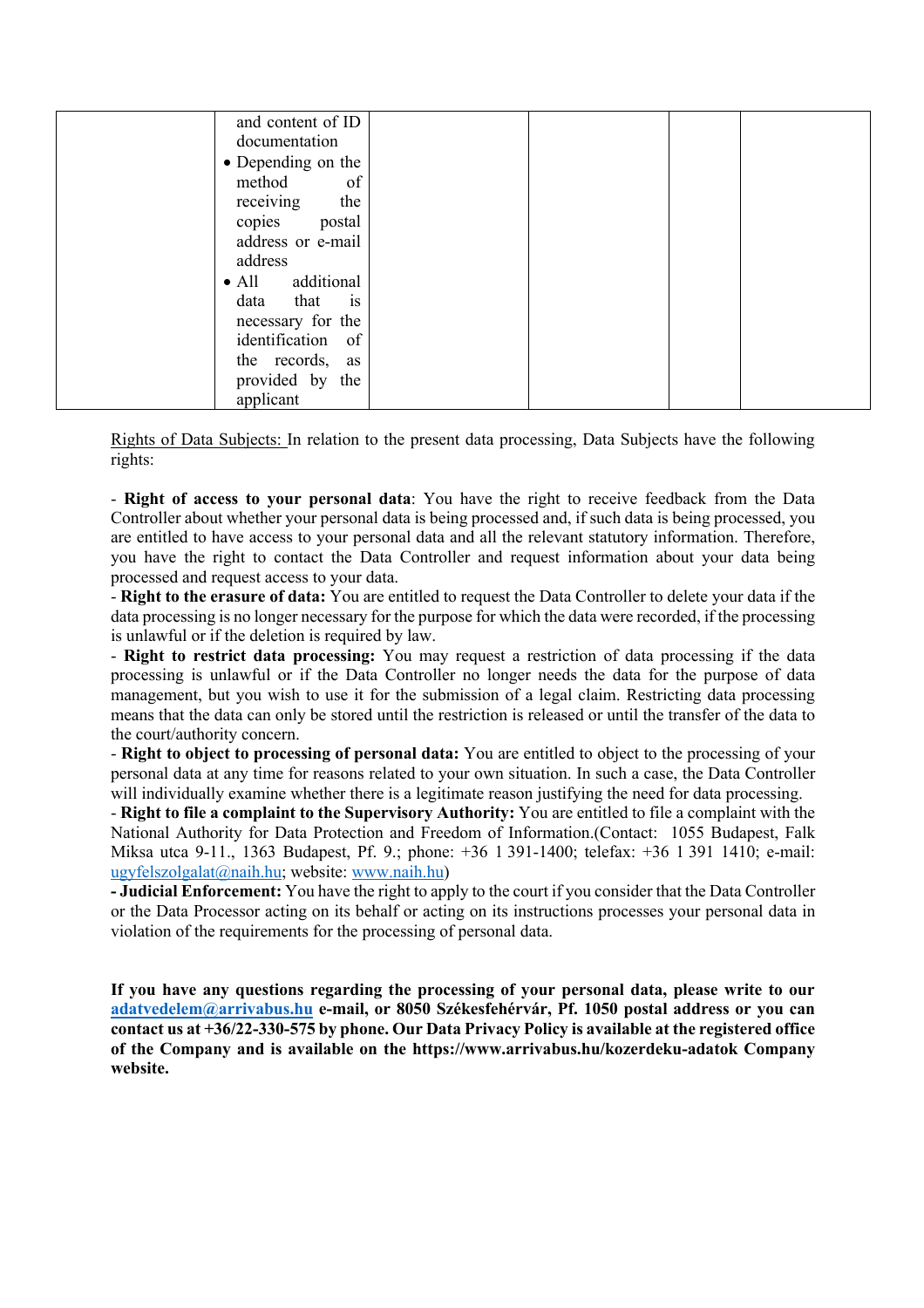| | | | | | |
|---|---|---|---|---|---|
| | and content of ID documentation<br>• Depending on the method of receiving the copies postal address or e-mail address<br>• All additional data that is necessary for the identification of the records, as provided by the applicant | | | | |

Rights of Data Subjects: In relation to the present data processing, Data Subjects have the following rights:

- **Right of access to your personal data**: You have the right to receive feedback from the Data Controller about whether your personal data is being processed and, if such data is being processed, you are entitled to have access to your personal data and all the relevant statutory information. Therefore, you have the right to contact the Data Controller and request information about your data being processed and request access to your data.
- **Right to the erasure of data:** You are entitled to request the Data Controller to delete your data if the data processing is no longer necessary for the purpose for which the data were recorded, if the processing is unlawful or if the deletion is required by law.
- **Right to restrict data processing:** You may request a restriction of data processing if the data processing is unlawful or if the Data Controller no longer needs the data for the purpose of data management, but you wish to use it for the submission of a legal claim. Restricting data processing means that the data can only be stored until the restriction is released or until the transfer of the data to the court/authority concern.
- **Right to object to processing of personal data:** You are entitled to object to the processing of your personal data at any time for reasons related to your own situation. In such a case, the Data Controller will individually examine whether there is a legitimate reason justifying the need for data processing.
- **Right to file a complaint to the Supervisory Authority:** You are entitled to file a complaint with the National Authority for Data Protection and Freedom of Information.(Contact: 1055 Budapest, Falk Miksa utca 9-11., 1363 Budapest, Pf. 9.; phone: +36 1 391-1400; telefax: +36 1 391 1410; e-mail: ugyfelszolgalat@naih.hu; website: www.naih.hu)
- **Judicial Enforcement:** You have the right to apply to the court if you consider that the Data Controller or the Data Processor acting on its behalf or acting on its instructions processes your personal data in violation of the requirements for the processing of personal data.

**If you have any questions regarding the processing of your personal data, please write to our adatvedelem@arrivabus.hu e-mail, or 8050 Székesfehérvár, Pf. 1050 postal address or you can contact us at +36/22-330-575 by phone. Our Data Privacy Policy is available at the registered office of the Company and is available on the https://www.arrivabus.hu/kozerdeku-adatok Company website.**